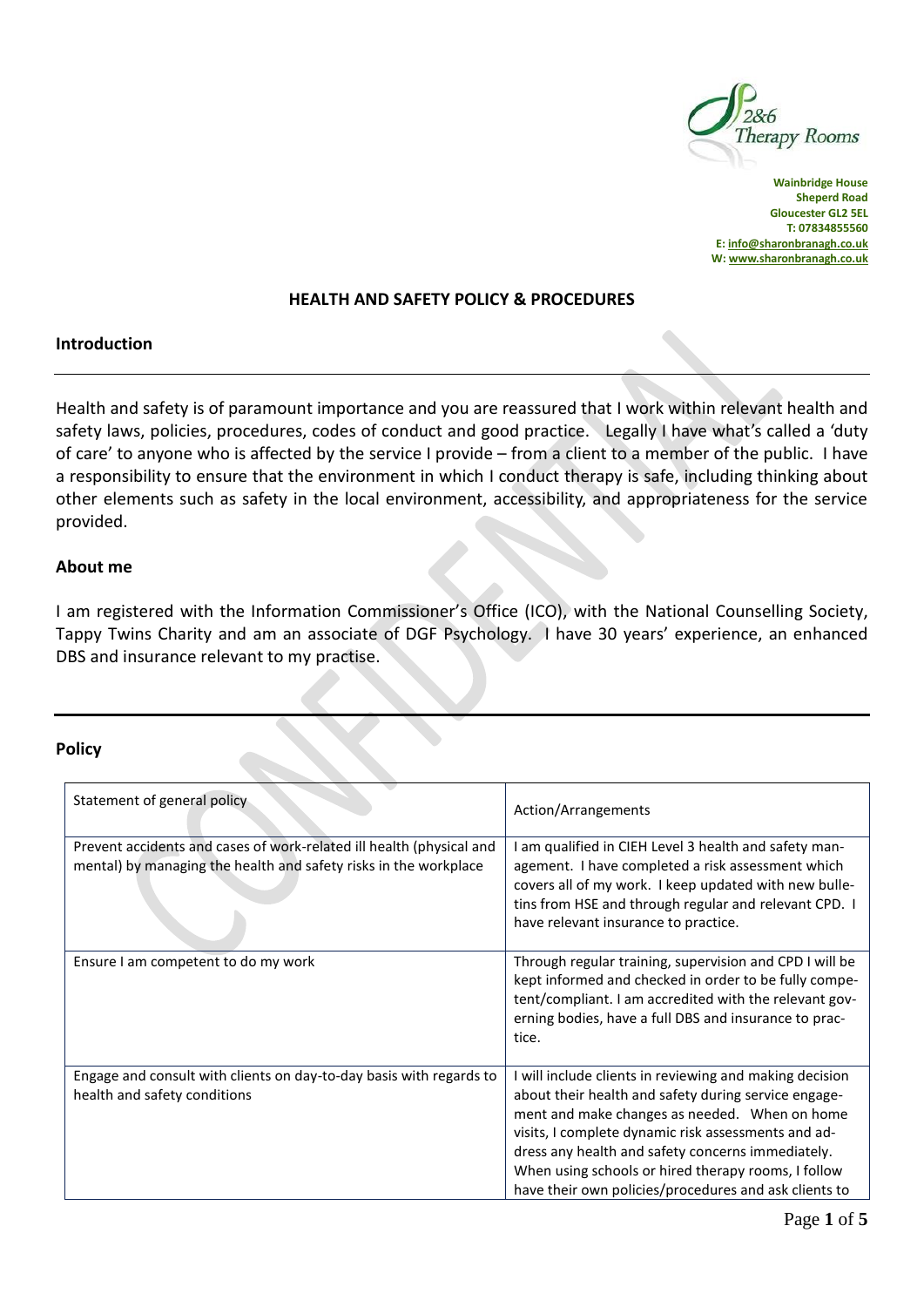2&6 Therapy Rooms

**Wainbridge House**
**Sheperd Road**
**Gloucester GL2 5EL**
**T: 07834855560**
**E: info@sharonbranagh.co.uk**
**W: www.sharonbranagh.co.uk**

# HEALTH AND SAFETY POLICY & PROCEDURES

## Introduction

Health and safety is of paramount importance and you are reassured that I work within relevant health and safety laws, policies, procedures, codes of conduct and good practice. Legally I have what's called a 'duty of care' to anyone who is affected by the service I provide – from a client to a member of the public. I have a responsibility to ensure that the environment in which I conduct therapy is safe, including thinking about other elements such as safety in the local environment, accessibility, and appropriateness for the service provided.

## About me

I am registered with the Information Commissioner's Office (ICO), with the National Counselling Society, Tappy Twins Charity and am an associate of DGF Psychology. I have 30 years' experience, an enhanced DBS and insurance relevant to my practise.

## Policy

| Statement of general policy | Action/Arrangements |
|---|---|
| Prevent accidents and cases of work-related ill health (physical and mental) by managing the health and safety risks in the workplace | I am qualified in CIEH Level 3 health and safety management. I have completed a risk assessment which covers all of my work. I keep updated with new bulletins from HSE and through regular and relevant CPD. I have relevant insurance to practice. |
| Ensure I am competent to do my work | Through regular training, supervision and CPD I will be kept informed and checked in order to be fully competent/compliant. I am accredited with the relevant governing bodies, have a full DBS and insurance to practice. |
| Engage and consult with clients on day-to-day basis with regards to health and safety conditions | I will include clients in reviewing and making decision about their health and safety during service engagement and make changes as needed. When on home visits, I complete dynamic risk assessments and address any health and safety concerns immediately. When using schools or hired therapy rooms, I follow have their own policies/procedures and ask clients to |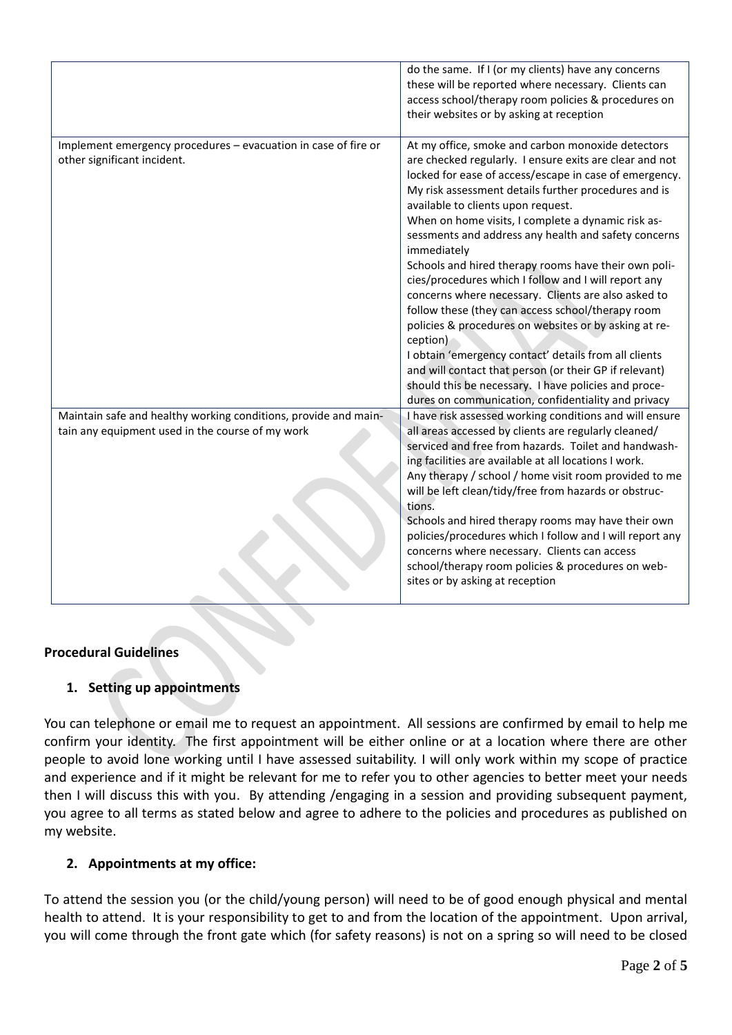| | |
|---|---|
| | do the same. If I (or my clients) have any concerns these will be reported where necessary. Clients can access school/therapy room policies & procedures on their websites or by asking at reception |
| Implement emergency procedures – evacuation in case of fire or other significant incident. | At my office, smoke and carbon monoxide detectors are checked regularly. I ensure exits are clear and not locked for ease of access/escape in case of emergency. My risk assessment details further procedures and is available to clients upon request.<br>When on home visits, I complete a dynamic risk assessments and address any health and safety concerns immediately<br>Schools and hired therapy rooms have their own policies/procedures which I follow and I will report any concerns where necessary. Clients are also asked to follow these (they can access school/therapy room policies & procedures on websites or by asking at reception)<br>I obtain 'emergency contact' details from all clients and will contact that person (or their GP if relevant) should this be necessary. I have policies and procedures on communication, confidentiality and privacy |
| Maintain safe and healthy working conditions, provide and maintain any equipment used in the course of my work | I have risk assessed working conditions and will ensure all areas accessed by clients are regularly cleaned/ serviced and free from hazards. Toilet and handwashing facilities are available at all locations I work.<br>Any therapy / school / home visit room provided to me will be left clean/tidy/free from hazards or obstructions.<br>Schools and hired therapy rooms may have their own policies/procedures which I follow and I will report any concerns where necessary. Clients can access school/therapy room policies & procedures on websites or by asking at reception |

**Procedural Guidelines**

1. **Setting up appointments**

You can telephone or email me to request an appointment. All sessions are confirmed by email to help me confirm your identity. The first appointment will be either online or at a location where there are other people to avoid lone working until I have assessed suitability. I will only work within my scope of practice and experience and if it might be relevant for me to refer you to other agencies to better meet your needs then I will discuss this with you. By attending /engaging in a session and providing subsequent payment, you agree to all terms as stated below and agree to adhere to the policies and procedures as published on my website.

2. **Appointments at my office:**

To attend the session you (or the child/young person) will need to be of good enough physical and mental health to attend. It is your responsibility to get to and from the location of the appointment. Upon arrival, you will come through the front gate which (for safety reasons) is not on a spring so will need to be closed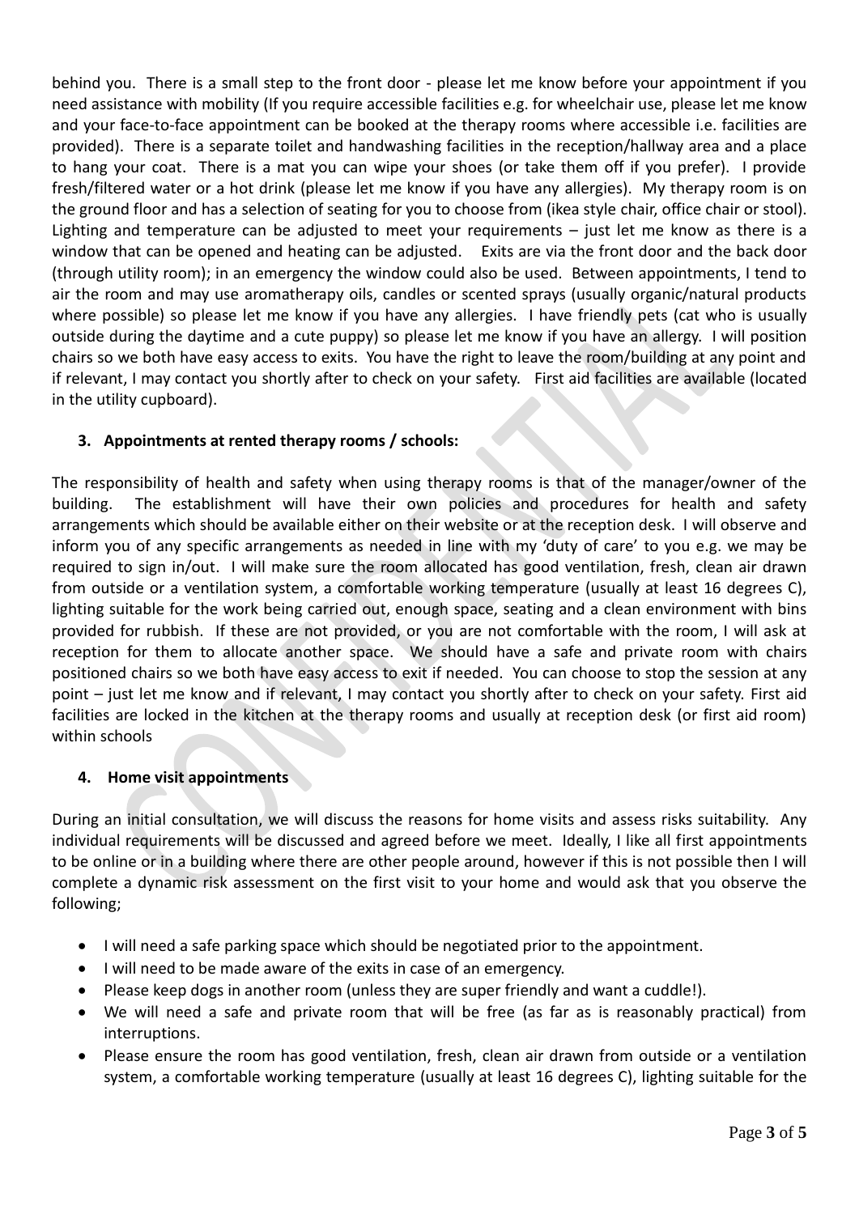behind you. There is a small step to the front door - please let me know before your appointment if you need assistance with mobility (If you require accessible facilities e.g. for wheelchair use, please let me know and your face-to-face appointment can be booked at the therapy rooms where accessible i.e. facilities are provided). There is a separate toilet and handwashing facilities in the reception/hallway area and a place to hang your coat. There is a mat you can wipe your shoes (or take them off if you prefer). I provide fresh/filtered water or a hot drink (please let me know if you have any allergies). My therapy room is on the ground floor and has a selection of seating for you to choose from (ikea style chair, office chair or stool). Lighting and temperature can be adjusted to meet your requirements – just let me know as there is a window that can be opened and heating can be adjusted. Exits are via the front door and the back door (through utility room); in an emergency the window could also be used. Between appointments, I tend to air the room and may use aromatherapy oils, candles or scented sprays (usually organic/natural products where possible) so please let me know if you have any allergies. I have friendly pets (cat who is usually outside during the daytime and a cute puppy) so please let me know if you have an allergy. I will position chairs so we both have easy access to exits. You have the right to leave the room/building at any point and if relevant, I may contact you shortly after to check on your safety. First aid facilities are available (located in the utility cupboard).

### 3. Appointments at rented therapy rooms / schools:

The responsibility of health and safety when using therapy rooms is that of the manager/owner of the building. The establishment will have their own policies and procedures for health and safety arrangements which should be available either on their website or at the reception desk. I will observe and inform you of any specific arrangements as needed in line with my 'duty of care' to you e.g. we may be required to sign in/out. I will make sure the room allocated has good ventilation, fresh, clean air drawn from outside or a ventilation system, a comfortable working temperature (usually at least 16 degrees C), lighting suitable for the work being carried out, enough space, seating and a clean environment with bins provided for rubbish. If these are not provided, or you are not comfortable with the room, I will ask at reception for them to allocate another space. We should have a safe and private room with chairs positioned chairs so we both have easy access to exit if needed. You can choose to stop the session at any point – just let me know and if relevant, I may contact you shortly after to check on your safety. First aid facilities are locked in the kitchen at the therapy rooms and usually at reception desk (or first aid room) within schools

### 4. Home visit appointments

During an initial consultation, we will discuss the reasons for home visits and assess risks suitability. Any individual requirements will be discussed and agreed before we meet. Ideally, I like all first appointments to be online or in a building where there are other people around, however if this is not possible then I will complete a dynamic risk assessment on the first visit to your home and would ask that you observe the following;

- I will need a safe parking space which should be negotiated prior to the appointment.
- I will need to be made aware of the exits in case of an emergency.
- Please keep dogs in another room (unless they are super friendly and want a cuddle!).
- We will need a safe and private room that will be free (as far as is reasonably practical) from interruptions.
- Please ensure the room has good ventilation, fresh, clean air drawn from outside or a ventilation system, a comfortable working temperature (usually at least 16 degrees C), lighting suitable for the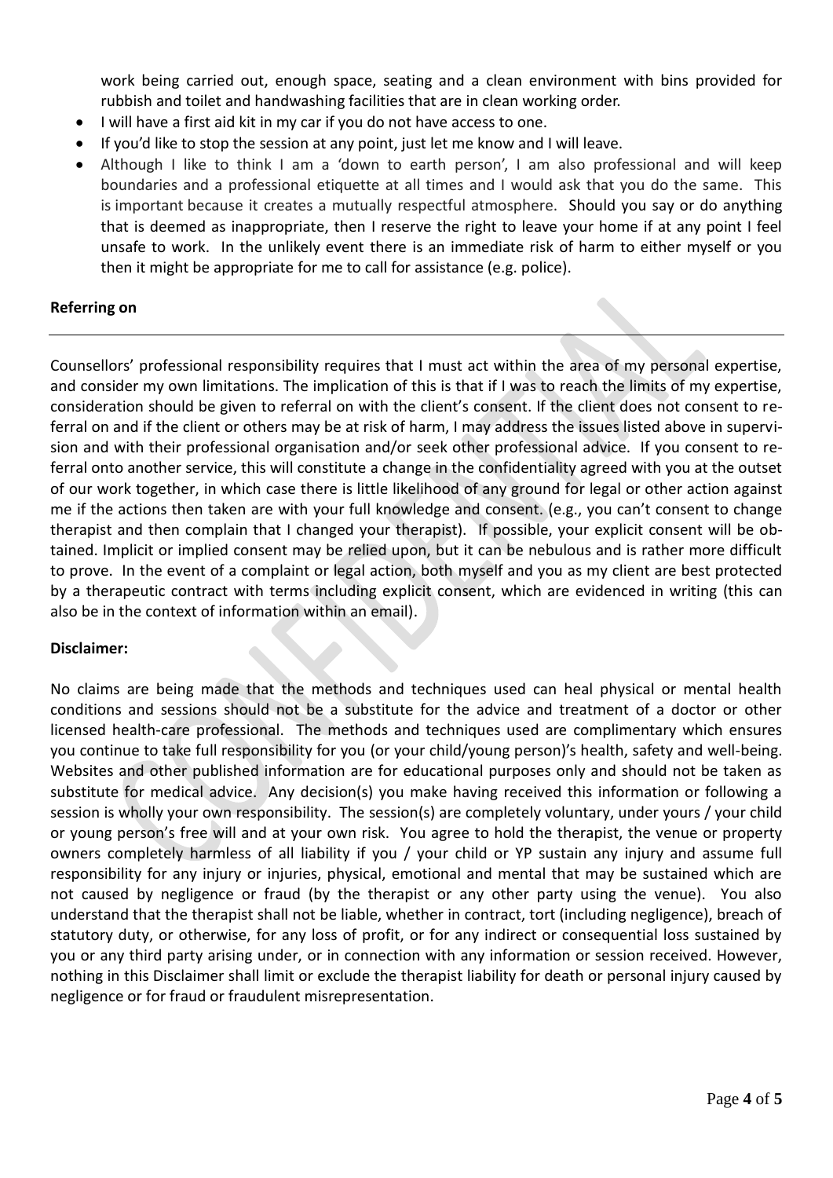work being carried out, enough space, seating and a clean environment with bins provided for rubbish and toilet and handwashing facilities that are in clean working order.

- I will have a first aid kit in my car if you do not have access to one.
- If you'd like to stop the session at any point, just let me know and I will leave.
- Although I like to think I am a 'down to earth person', I am also professional and will keep boundaries and a professional etiquette at all times and I would ask that you do the same. This is important because it creates a mutually respectful atmosphere. Should you say or do anything that is deemed as inappropriate, then I reserve the right to leave your home if at any point I feel unsafe to work. In the unlikely event there is an immediate risk of harm to either myself or you then it might be appropriate for me to call for assistance (e.g. police).

**Referring on**

Counsellors' professional responsibility requires that I must act within the area of my personal expertise, and consider my own limitations. The implication of this is that if I was to reach the limits of my expertise, consideration should be given to referral on with the client's consent. If the client does not consent to referral on and if the client or others may be at risk of harm, I may address the issues listed above in supervision and with their professional organisation and/or seek other professional advice. If you consent to referral onto another service, this will constitute a change in the confidentiality agreed with you at the outset of our work together, in which case there is little likelihood of any ground for legal or other action against me if the actions then taken are with your full knowledge and consent. (e.g., you can't consent to change therapist and then complain that I changed your therapist). If possible, your explicit consent will be obtained. Implicit or implied consent may be relied upon, but it can be nebulous and is rather more difficult to prove. In the event of a complaint or legal action, both myself and you as my client are best protected by a therapeutic contract with terms including explicit consent, which are evidenced in writing (this can also be in the context of information within an email).

**Disclaimer:**

No claims are being made that the methods and techniques used can heal physical or mental health conditions and sessions should not be a substitute for the advice and treatment of a doctor or other licensed health-care professional. The methods and techniques used are complimentary which ensures you continue to take full responsibility for you (or your child/young person)'s health, safety and well-being. Websites and other published information are for educational purposes only and should not be taken as substitute for medical advice. Any decision(s) you make having received this information or following a session is wholly your own responsibility. The session(s) are completely voluntary, under yours / your child or young person's free will and at your own risk. You agree to hold the therapist, the venue or property owners completely harmless of all liability if you / your child or YP sustain any injury and assume full responsibility for any injury or injuries, physical, emotional and mental that may be sustained which are not caused by negligence or fraud (by the therapist or any other party using the venue). You also understand that the therapist shall not be liable, whether in contract, tort (including negligence), breach of statutory duty, or otherwise, for any loss of profit, or for any indirect or consequential loss sustained by you or any third party arising under, or in connection with any information or session received. However, nothing in this Disclaimer shall limit or exclude the therapist liability for death or personal injury caused by negligence or for fraud or fraudulent misrepresentation.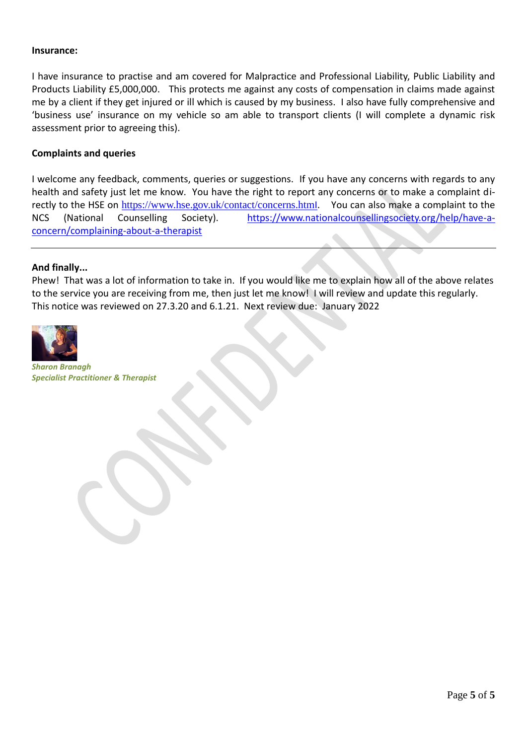**Insurance:**

I have insurance to practise and am covered for Malpractice and Professional Liability, Public Liability and Products Liability £5,000,000. This protects me against any costs of compensation in claims made against me by a client if they get injured or ill which is caused by my business. I also have fully comprehensive and 'business use' insurance on my vehicle so am able to transport clients (I will complete a dynamic risk assessment prior to agreeing this).

**Complaints and queries**

I welcome any feedback, comments, queries or suggestions. If you have any concerns with regards to any health and safety just let me know. You have the right to report any concerns or to make a complaint directly to the HSE on https://www.hse.gov.uk/contact/concerns.html. You can also make a complaint to the NCS (National Counselling Society). https://www.nationalcounsellingsociety.org/help/have-a-concern/complaining-about-a-therapist

---

**And finally...**

Phew! That was a lot of information to take in. If you would like me to explain how all of the above relates to the service you are receiving from me, then just let me know! I will review and update this regularly. This notice was reviewed on 27.3.20 and 6.1.21. Next review due: January 2022

***Sharon Branagh***
***Specialist Practitioner & Therapist***